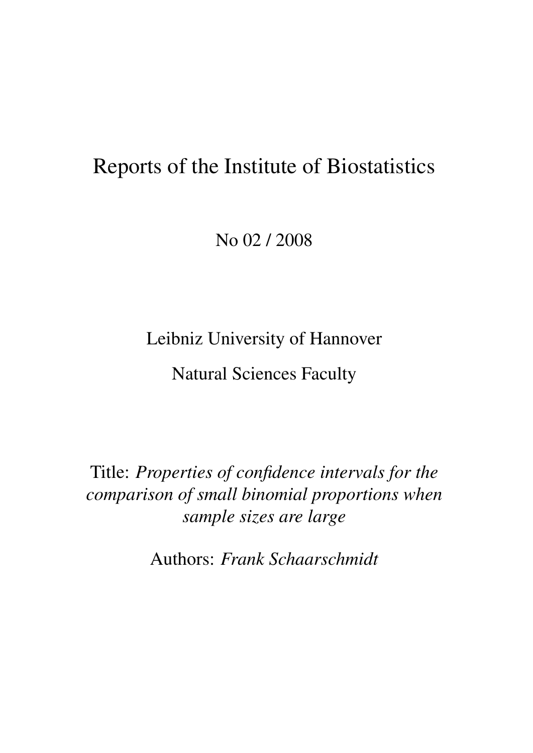# Reports of the Institute of Biostatistics

No 02 / 2008

Leibniz University of Hannover

Natural Sciences Faculty

Title: *Properties of confidence intervals for the comparison of small binomial proportions when sample sizes are large*

Authors: *Frank Schaarschmidt*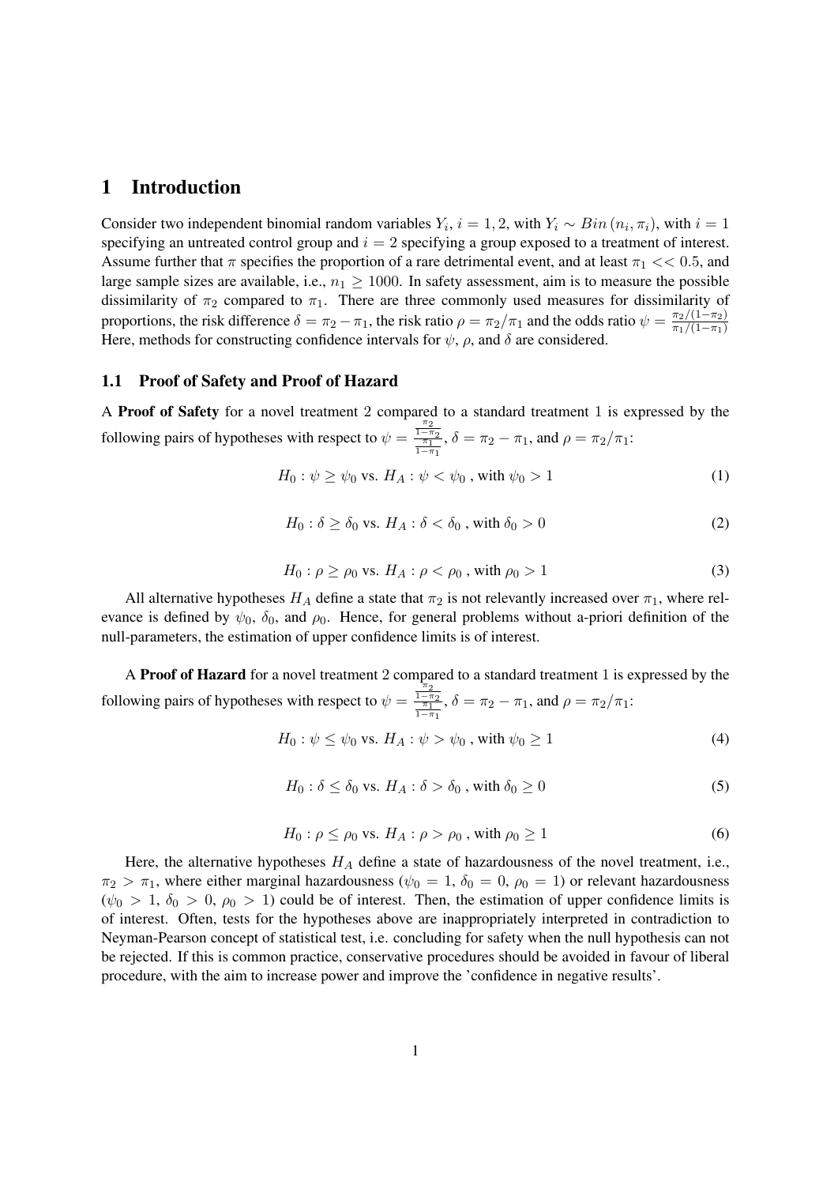# 1 Introduction

Consider two independent binomial random variables $Y_i$, $i = 1, 2$, with $Y_i \sim Bin(n_i, \pi_i)$, with $i = 1$ specifying an untreated control group and $i = 2$ specifying a group exposed to a treatment of interest. Assume further that $\pi$ specifies the proportion of a rare detrimental event, and at least $\pi_1 << 0.5$, and large sample sizes are available, i.e., $n_1 \geq 1000$. In safety assessment, aim is to measure the possible dissimilarity of $\pi_2$ compared to $\pi_1$. There are three commonly used measures for dissimilarity of proportions, the risk difference $\delta = \pi_2 - \pi_1$, the risk ratio $\rho = \pi_2/\pi_1$ and the odds ratio $\psi = \frac{\pi_2/(1-\pi_2)}{\pi_1/(1-\pi_1)}$ Here, methods for constructing confidence intervals for $\psi$, $\rho$, and $\delta$ are considered.

## 1.1 Proof of Safety and Proof of Hazard

A **Proof of Safety** for a novel treatment 2 compared to a standard treatment 1 is expressed by the following pairs of hypotheses with respect to $\psi = \frac{\frac{\pi_2}{1-\pi_2}}{\frac{\pi_1}{1-\pi_1}}$, $\delta = \pi_2 - \pi_1$, and $\rho = \pi_2/\pi_1$:

$$H_0 : \psi \geq \psi_0 \text{ vs. } H_A : \psi < \psi_0 \text{ , with } \psi_0 > 1 \quad (1)$$

$$H_0 : \delta \geq \delta_0 \text{ vs. } H_A : \delta < \delta_0 \text{ , with } \delta_0 > 0 \quad (2)$$

$$H_0 : \rho \geq \rho_0 \text{ vs. } H_A : \rho < \rho_0 \text{ , with } \rho_0 > 1 \quad (3)$$

All alternative hypotheses $H_A$ define a state that $\pi_2$ is not relevantly increased over $\pi_1$, where relevance is defined by $\psi_0$, $\delta_0$, and $\rho_0$. Hence, for general problems without a-priori definition of the null-parameters, the estimation of upper confidence limits is of interest.

A **Proof of Hazard** for a novel treatment 2 compared to a standard treatment 1 is expressed by the following pairs of hypotheses with respect to $\psi = \frac{\frac{\pi_2}{1-\pi_2}}{\frac{\pi_1}{1-\pi_1}}$, $\delta = \pi_2 - \pi_1$, and $\rho = \pi_2/\pi_1$:

$$H_0 : \psi \leq \psi_0 \text{ vs. } H_A : \psi > \psi_0 \text{ , with } \psi_0 \geq 1 \quad (4)$$

$$H_0 : \delta \leq \delta_0 \text{ vs. } H_A : \delta > \delta_0 \text{ , with } \delta_0 \geq 0 \quad (5)$$

$$H_0 : \rho \leq \rho_0 \text{ vs. } H_A : \rho > \rho_0 \text{ , with } \rho_0 \geq 1 \quad (6)$$

Here, the alternative hypotheses $H_A$ define a state of hazardousness of the novel treatment, i.e., $\pi_2 > \pi_1$, where either marginal hazardousness ($\psi_0 = 1$, $\delta_0 = 0$, $\rho_0 = 1$) or relevant hazardousness ($\psi_0 > 1$, $\delta_0 > 0$, $\rho_0 > 1$) could be of interest. Then, the estimation of upper confidence limits is of interest. Often, tests for the hypotheses above are inappropriately interpreted in contradiction to Neyman-Pearson concept of statistical test, i.e. concluding for safety when the null hypothesis can not be rejected. If this is common practice, conservative procedures should be avoided in favour of liberal procedure, with the aim to increase power and improve the 'confidence in negative results'.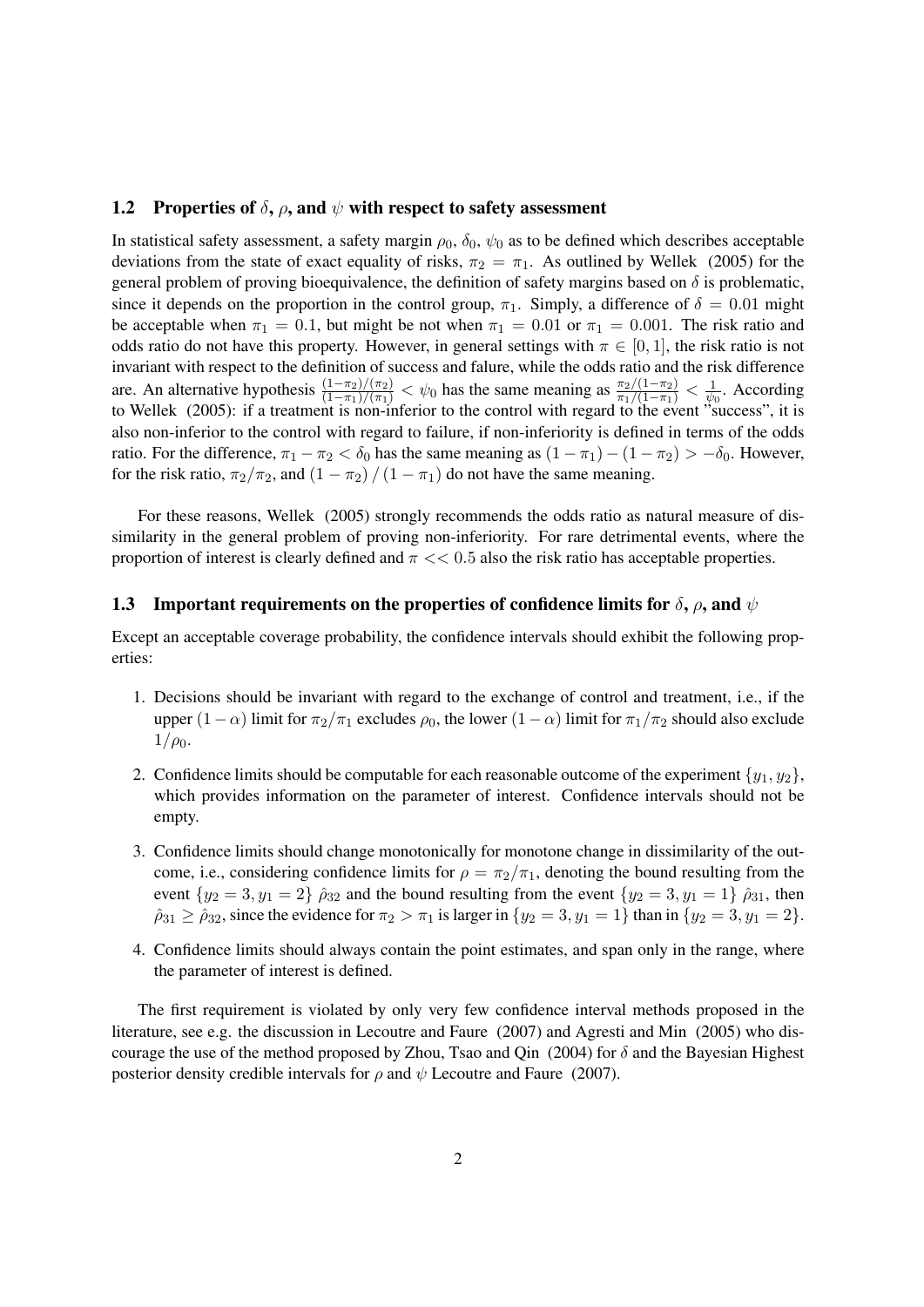### 1.2 Properties of $\delta$, $\rho$, and $\psi$ with respect to safety assessment

In statistical safety assessment, a safety margin $\rho_0$, $\delta_0$, $\psi_0$ as to be defined which describes acceptable deviations from the state of exact equality of risks, $\pi_2 = \pi_1$. As outlined by Wellek (2005) for the general problem of proving bioequivalence, the definition of safety margins based on $\delta$ is problematic, since it depends on the proportion in the control group, $\pi_1$. Simply, a difference of $\delta = 0.01$ might be acceptable when $\pi_1 = 0.1$, but might be not when $\pi_1 = 0.01$ or $\pi_1 = 0.001$. The risk ratio and odds ratio do not have this property. However, in general settings with $\pi \in [0, 1]$, the risk ratio is not invariant with respect to the definition of success and falure, while the odds ratio and the risk difference are. An alternative hypothesis $\frac{(1-\pi_2)/(\pi_2)}{(1-\pi_1)/(\pi_1)} < \psi_0$ has the same meaning as $\frac{\pi_2/(1-\pi_2)}{\pi_1/(1-\pi_1)} < \frac{1}{\psi_0}$. According to Wellek (2005): if a treatment is non-inferior to the control with regard to the event "success", it is also non-inferior to the control with regard to failure, if non-inferiority is defined in terms of the odds ratio. For the difference, $\pi_1 - \pi_2 < \delta_0$ has the same meaning as $(1 - \pi_1) - (1 - \pi_2) > -\delta_0$. However, for the risk ratio, $\pi_2/\pi_2$, and $(1 - \pi_2) / (1 - \pi_1)$ do not have the same meaning.

For these reasons, Wellek (2005) strongly recommends the odds ratio as natural measure of dissimilarity in the general problem of proving non-inferiority. For rare detrimental events, where the proportion of interest is clearly defined and $\pi << 0.5$ also the risk ratio has acceptable properties.

### 1.3 Important requirements on the properties of confidence limits for $\delta$, $\rho$, and $\psi$

Except an acceptable coverage probability, the confidence intervals should exhibit the following properties:

1. Decisions should be invariant with regard to the exchange of control and treatment, i.e., if the upper $(1 - \alpha)$ limit for $\pi_2/\pi_1$ excludes $\rho_0$, the lower $(1 - \alpha)$ limit for $\pi_1/\pi_2$ should also exclude $1/\rho_0$.
2. Confidence limits should be computable for each reasonable outcome of the experiment $\{y_1, y_2\}$, which provides information on the parameter of interest. Confidence intervals should not be empty.
3. Confidence limits should change monotonically for monotone change in dissimilarity of the outcome, i.e., considering confidence limits for $\rho = \pi_2/\pi_1$, denoting the bound resulting from the event $\{y_2 = 3, y_1 = 2\}$ $\hat{\rho}_{32}$ and the bound resulting from the event $\{y_2 = 3, y_1 = 1\}$ $\hat{\rho}_{31}$, then $\hat{\rho}_{31} \geq \hat{\rho}_{32}$, since the evidence for $\pi_2 > \pi_1$ is larger in $\{y_2 = 3, y_1 = 1\}$ than in $\{y_2 = 3, y_1 = 2\}$.
4. Confidence limits should always contain the point estimates, and span only in the range, where the parameter of interest is defined.

The first requirement is violated by only very few confidence interval methods proposed in the literature, see e.g. the discussion in Lecoutre and Faure (2007) and Agresti and Min (2005) who discourage the use of the method proposed by Zhou, Tsao and Qin (2004) for $\delta$ and the Bayesian Highest posterior density credible intervals for $\rho$ and $\psi$ Lecoutre and Faure (2007).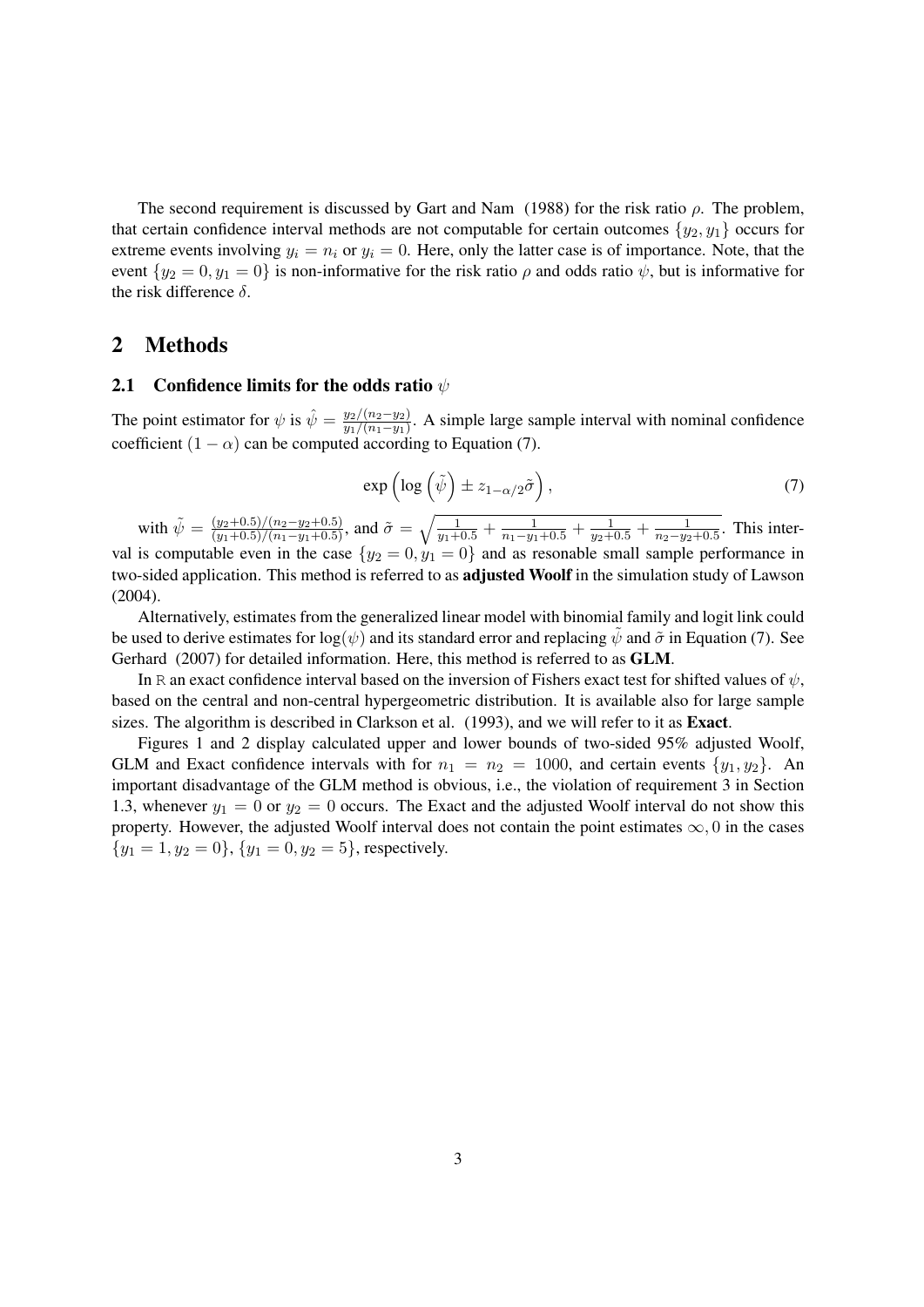The second requirement is discussed by Gart and Nam (1988) for the risk ratio $\rho$. The problem, that certain confidence interval methods are not computable for certain outcomes $\{y_2, y_1\}$ occurs for extreme events involving $y_i = n_i$ or $y_i = 0$. Here, only the latter case is of importance. Note, that the event $\{y_2 = 0, y_1 = 0\}$ is non-informative for the risk ratio $\rho$ and odds ratio $\psi$, but is informative for the risk difference $\delta$.

## 2 Methods

### 2.1 Confidence limits for the odds ratio $\psi$

The point estimator for $\psi$ is $\hat{\psi} = \frac{y_2/(n_2-y_2)}{y_1/(n_1-y_1)}$. A simple large sample interval with nominal confidence coefficient $(1-\alpha)$ can be computed according to Equation (7).

$$\exp\left(\log\left(\tilde{\psi}\right) \pm z_{1-\alpha/2}\tilde{\sigma}\right), \tag{7}$$

with $\tilde{\psi} = \frac{(y_2+0.5)/(n_2-y_2+0.5)}{(y_1+0.5)/(n_1-y_1+0.5)}$, and $\tilde{\sigma} = \sqrt{\frac{1}{y_1+0.5} + \frac{1}{n_1-y_1+0.5} + \frac{1}{y_2+0.5} + \frac{1}{n_2-y_2+0.5}}$. This interval is computable even in the case $\{y_2 = 0, y_1 = 0\}$ and as resonable small sample performance in two-sided application. This method is referred to as **adjusted Woolf** in the simulation study of Lawson (2004).

Alternatively, estimates from the generalized linear model with binomial family and logit link could be used to derive estimates for $\log(\psi)$ and its standard error and replacing $\tilde{\psi}$ and $\tilde{\sigma}$ in Equation (7). See Gerhard (2007) for detailed information. Here, this method is referred to as **GLM**.

In R an exact confidence interval based on the inversion of Fishers exact test for shifted values of $\psi$, based on the central and non-central hypergeometric distribution. It is available also for large sample sizes. The algorithm is described in Clarkson et al. (1993), and we will refer to it as **Exact**.

Figures 1 and 2 display calculated upper and lower bounds of two-sided 95% adjusted Woolf, GLM and Exact confidence intervals with for $n_1 = n_2 = 1000$, and certain events $\{y_1, y_2\}$. An important disadvantage of the GLM method is obvious, i.e., the violation of requirement 3 in Section 1.3, whenever $y_1 = 0$ or $y_2 = 0$ occurs. The Exact and the adjusted Woolf interval do not show this property. However, the adjusted Woolf interval does not contain the point estimates $\infty, 0$ in the cases $\{y_1 = 1, y_2 = 0\}$, $\{y_1 = 0, y_2 = 5\}$, respectively.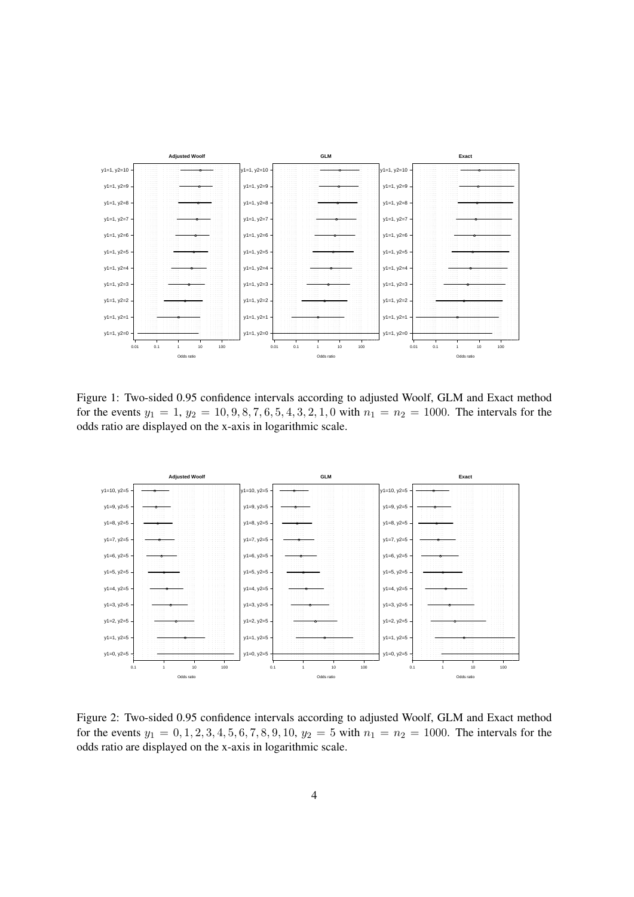Figure 1: Two-sided 0.95 confidence intervals according to adjusted Woolf, GLM and Exact method for the events $y_1 = 1$, $y_2 = 10, 9, 8, 7, 6, 5, 4, 3, 2, 1, 0$ with $n_1 = n_2 = 1000$. The intervals for the odds ratio are displayed on the x-axis in logarithmic scale.

Figure 2: Two-sided 0.95 confidence intervals according to adjusted Woolf, GLM and Exact method for the events $y_1 = 0, 1, 2, 3, 4, 5, 6, 7, 8, 9, 10$, $y_2 = 5$ with $n_1 = n_2 = 1000$. The intervals for the odds ratio are displayed on the x-axis in logarithmic scale.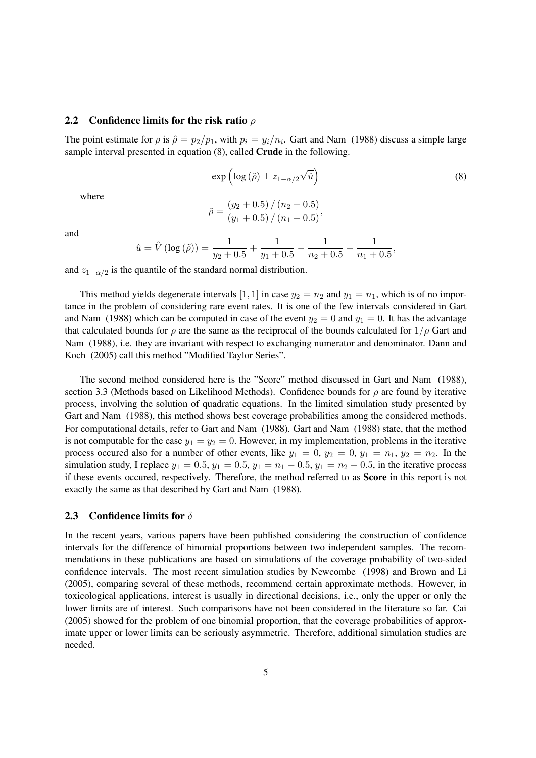## 2.2 Confidence limits for the risk ratio $\rho$

The point estimate for $\rho$ is $\hat{\rho} = p_2/p_1$, with $p_i = y_i/n_i$. Gart and Nam (1988) discuss a simple large sample interval presented in equation (8), called **Crude** in the following.

$$\exp\left(\log\left(\tilde{\rho}\right) \pm z_{1-\alpha/2}\sqrt{\hat{u}}\right) \tag{8}$$

where

$$\tilde{\rho} = \frac{\left(y_2 + 0.5\right) / \left(n_2 + 0.5\right)}{\left(y_1 + 0.5\right) / \left(n_1 + 0.5\right)},$$

and

$$\hat{u} = \hat{V}\left(\log\left(\tilde{\rho}\right)\right) = \frac{1}{y_2 + 0.5} + \frac{1}{y_1 + 0.5} - \frac{1}{n_2 + 0.5} - \frac{1}{n_1 + 0.5},$$

and $z_{1-\alpha/2}$ is the quantile of the standard normal distribution.

This method yields degenerate intervals $[1, 1]$ in case $y_2 = n_2$ and $y_1 = n_1$, which is of no importance in the problem of considering rare event rates. It is one of the few intervals considered in Gart and Nam (1988) which can be computed in case of the event $y_2 = 0$ and $y_1 = 0$. It has the advantage that calculated bounds for $\rho$ are the same as the reciprocal of the bounds calculated for $1/\rho$ Gart and Nam (1988), i.e. they are invariant with respect to exchanging numerator and denominator. Dann and Koch (2005) call this method "Modified Taylor Series".

The second method considered here is the "Score" method discussed in Gart and Nam (1988), section 3.3 (Methods based on Likelihood Methods). Confidence bounds for $\rho$ are found by iterative process, involving the solution of quadratic equations. In the limited simulation study presented by Gart and Nam (1988), this method shows best coverage probabilities among the considered methods. For computational details, refer to Gart and Nam (1988). Gart and Nam (1988) state, that the method is not computable for the case $y_1 = y_2 = 0$. However, in my implementation, problems in the iterative process occured also for a number of other events, like $y_1 = 0$, $y_2 = 0$, $y_1 = n_1$, $y_2 = n_2$. In the simulation study, I replace $y_1 = 0.5$, $y_1 = 0.5$, $y_1 = n_1 - 0.5$, $y_1 = n_2 - 0.5$, in the iterative process if these events occured, respectively. Therefore, the method referred to as **Score** in this report is not exactly the same as that described by Gart and Nam (1988).

## 2.3 Confidence limits for $\delta$

In the recent years, various papers have been published considering the construction of confidence intervals for the difference of binomial proportions between two independent samples. The recommendations in these publications are based on simulations of the coverage probability of two-sided confidence intervals. The most recent simulation studies by Newcombe (1998) and Brown and Li (2005), comparing several of these methods, recommend certain approximate methods. However, in toxicological applications, interest is usually in directional decisions, i.e., only the upper or only the lower limits are of interest. Such comparisons have not been considered in the literature so far. Cai (2005) showed for the problem of one binomial proportion, that the coverage probabilities of approximate upper or lower limits can be seriously asymmetric. Therefore, additional simulation studies are needed.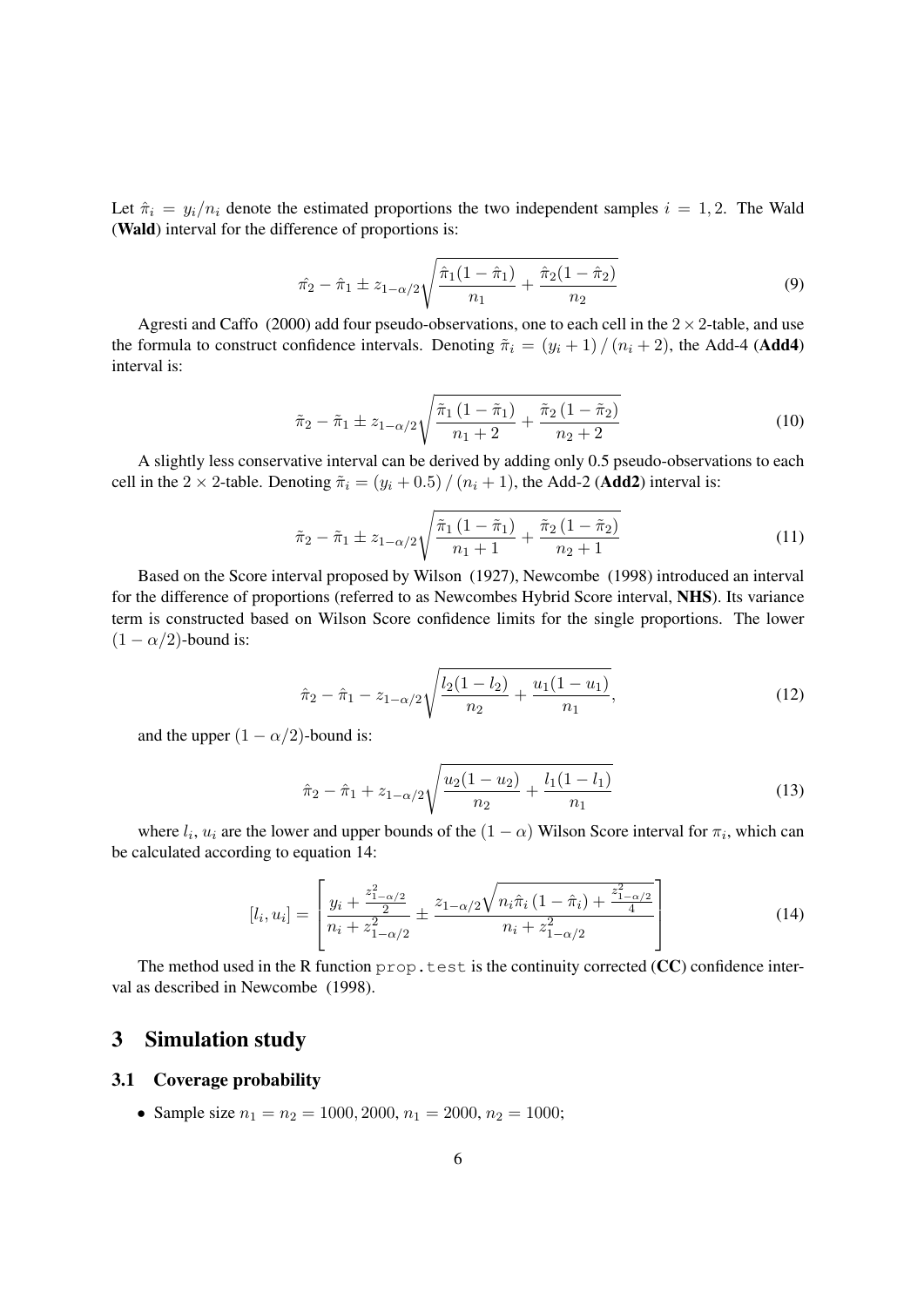Let $\hat{\pi}_i = y_i/n_i$ denote the estimated proportions the two independent samples $i = 1, 2$. The Wald (**Wald**) interval for the difference of proportions is:

$$\hat{\pi_2} - \hat{\pi}_1 \pm z_{1-\alpha/2}\sqrt{\frac{\hat{\pi}_1(1-\hat{\pi}_1)}{n_1} + \frac{\hat{\pi}_2(1-\hat{\pi}_2)}{n_2}} \tag{9}$$

Agresti and Caffo (2000) add four pseudo-observations, one to each cell in the $2 \times 2$-table, and use the formula to construct confidence intervals. Denoting $\tilde{\pi}_i = (y_i + 1) / (n_i + 2)$, the Add-4 (**Add4**) interval is:

$$\tilde{\pi}_2 - \tilde{\pi}_1 \pm z_{1-\alpha/2}\sqrt{\frac{\tilde{\pi}_1(1-\tilde{\pi}_1)}{n_1+2} + \frac{\tilde{\pi}_2(1-\tilde{\pi}_2)}{n_2+2}} \tag{10}$$

A slightly less conservative interval can be derived by adding only 0.5 pseudo-observations to each cell in the $2 \times 2$-table. Denoting $\tilde{\pi}_i = (y_i + 0.5) / (n_i + 1)$, the Add-2 (**Add2**) interval is:

$$\tilde{\pi}_2 - \tilde{\pi}_1 \pm z_{1-\alpha/2}\sqrt{\frac{\tilde{\pi}_1(1-\tilde{\pi}_1)}{n_1+1} + \frac{\tilde{\pi}_2(1-\tilde{\pi}_2)}{n_2+1}} \tag{11}$$

Based on the Score interval proposed by Wilson (1927), Newcombe (1998) introduced an interval for the difference of proportions (referred to as Newcombes Hybrid Score interval, **NHS**). Its variance term is constructed based on Wilson Score confidence limits for the single proportions. The lower $(1 - \alpha/2)$-bound is:

$$\hat{\pi}_2 - \hat{\pi}_1 - z_{1-\alpha/2}\sqrt{\frac{l_2(1-l_2)}{n_2} + \frac{u_1(1-u_1)}{n_1}}, \tag{12}$$

and the upper $(1 - \alpha/2)$-bound is:

$$\hat{\pi}_2 - \hat{\pi}_1 + z_{1-\alpha/2}\sqrt{\frac{u_2(1-u_2)}{n_2} + \frac{l_1(1-l_1)}{n_1}} \tag{13}$$

where $l_i$, $u_i$ are the lower and upper bounds of the $(1 - \alpha)$ Wilson Score interval for $\pi_i$, which can be calculated according to equation 14:

$$[l_i, u_i] = \left[\frac{y_i + \frac{z^2_{1-\alpha/2}}{2}}{n_i + z^2_{1-\alpha/2}} \pm \frac{z_{1-\alpha/2}\sqrt{n_i\hat{\pi}_i(1-\hat{\pi}_i) + \frac{z^2_{1-\alpha/2}}{4}}}{n_i + z^2_{1-\alpha/2}}\right] \tag{14}$$

The method used in the R function `prop.test` is the continuity corrected (**CC**) confidence interval as described in Newcombe (1998).

## 3 Simulation study

### 3.1 Coverage probability

- Sample size $n_1 = n_2 = 1000, 2000$, $n_1 = 2000$, $n_2 = 1000$;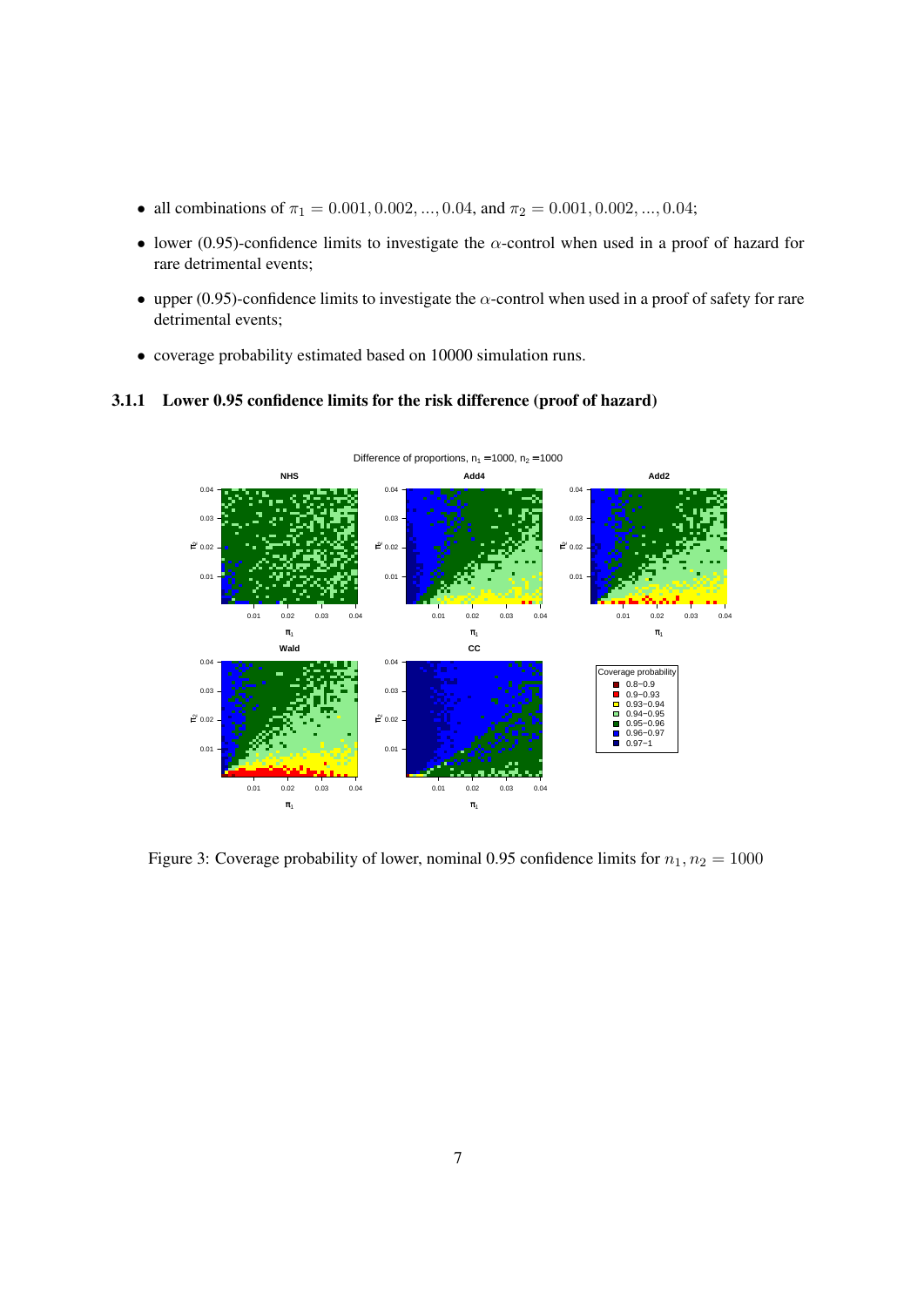- all combinations of $\pi_1 = 0.001, 0.002, ..., 0.04$, and $\pi_2 = 0.001, 0.002, ..., 0.04$;
- lower (0.95)-confidence limits to investigate the $\alpha$-control when used in a proof of hazard for rare detrimental events;
- upper (0.95)-confidence limits to investigate the $\alpha$-control when used in a proof of safety for rare detrimental events;
- coverage probability estimated based on 10000 simulation runs.

### 3.1.1 Lower 0.95 confidence limits for the risk difference (proof of hazard)

Figure 3: Coverage probability of lower, nominal 0.95 confidence limits for $n_1, n_2 = 1000$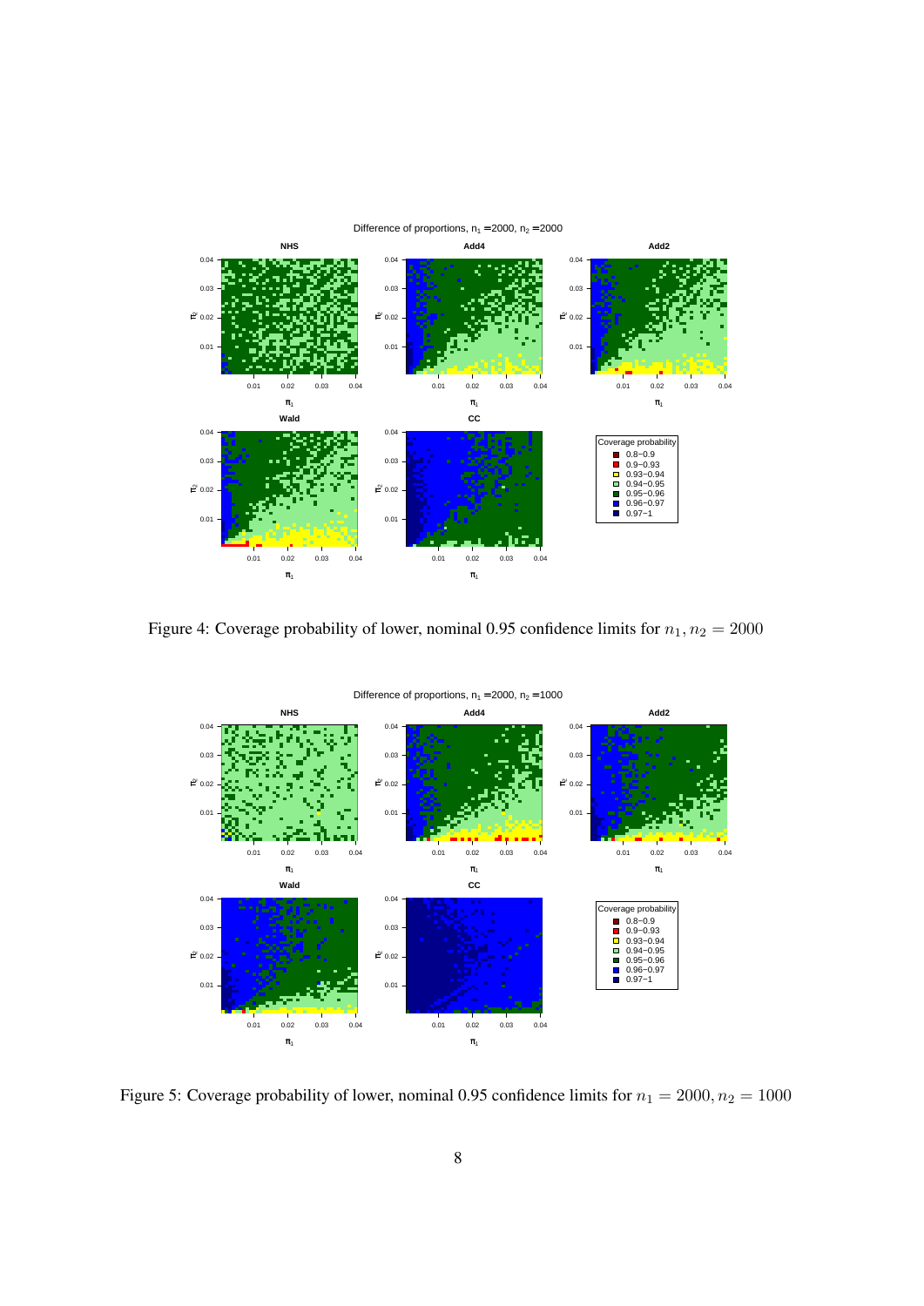Figure 4: Coverage probability of lower, nominal 0.95 confidence limits for $n_1, n_2 = 2000$

Figure 5: Coverage probability of lower, nominal 0.95 confidence limits for $n_1 = 2000, n_2 = 1000$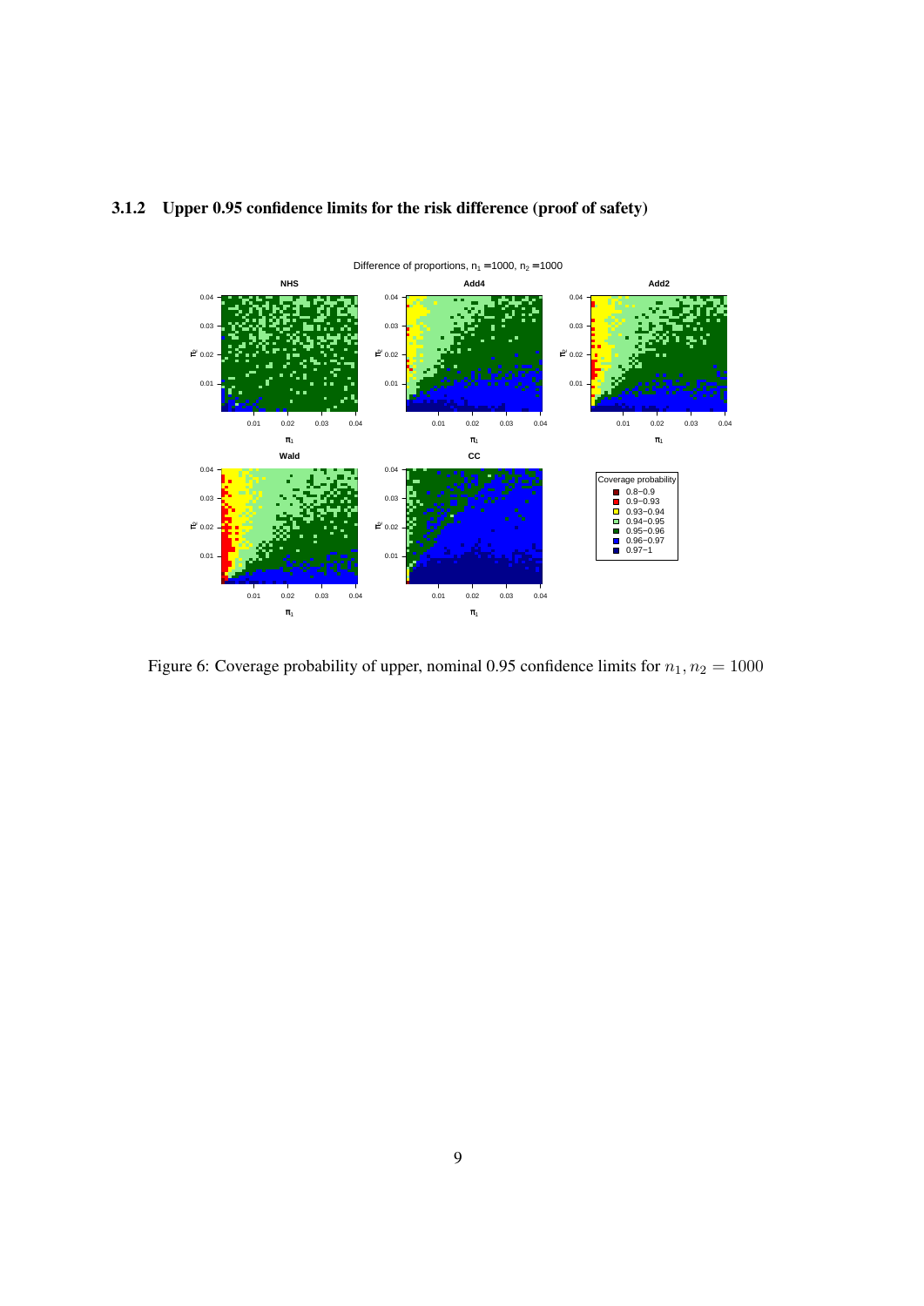### 3.1.2 Upper 0.95 confidence limits for the risk difference (proof of safety)

Figure 6: Coverage probability of upper, nominal 0.95 confidence limits for $n_1, n_2 = 1000$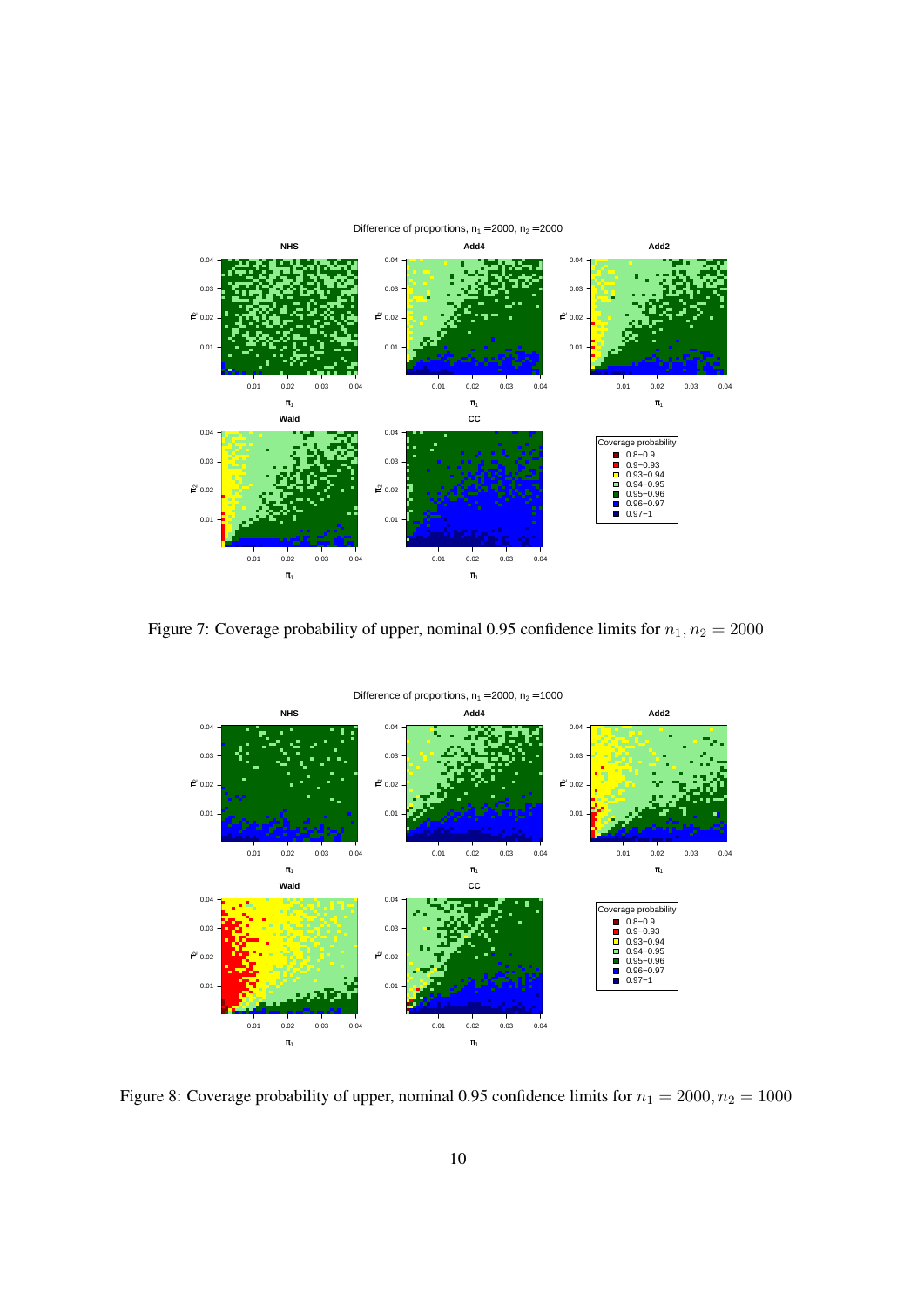Figure 7: Coverage probability of upper, nominal 0.95 confidence limits for $n_1, n_2 = 2000$

Figure 8: Coverage probability of upper, nominal 0.95 confidence limits for $n_1 = 2000, n_2 = 1000$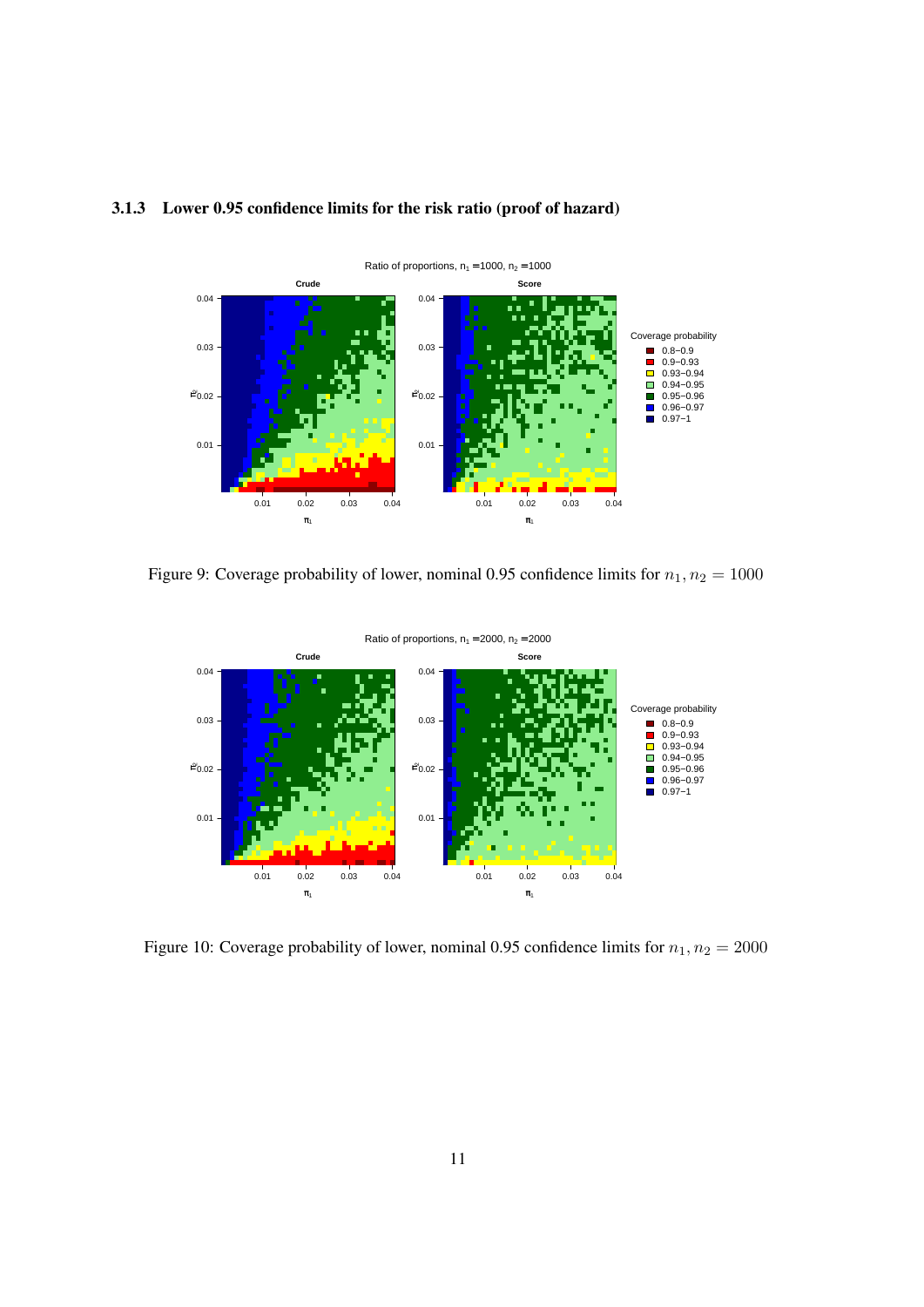### 3.1.3 Lower 0.95 confidence limits for the risk ratio (proof of hazard)

Figure 9: Coverage probability of lower, nominal 0.95 confidence limits for $n_1, n_2 = 1000$

Figure 10: Coverage probability of lower, nominal 0.95 confidence limits for $n_1, n_2 = 2000$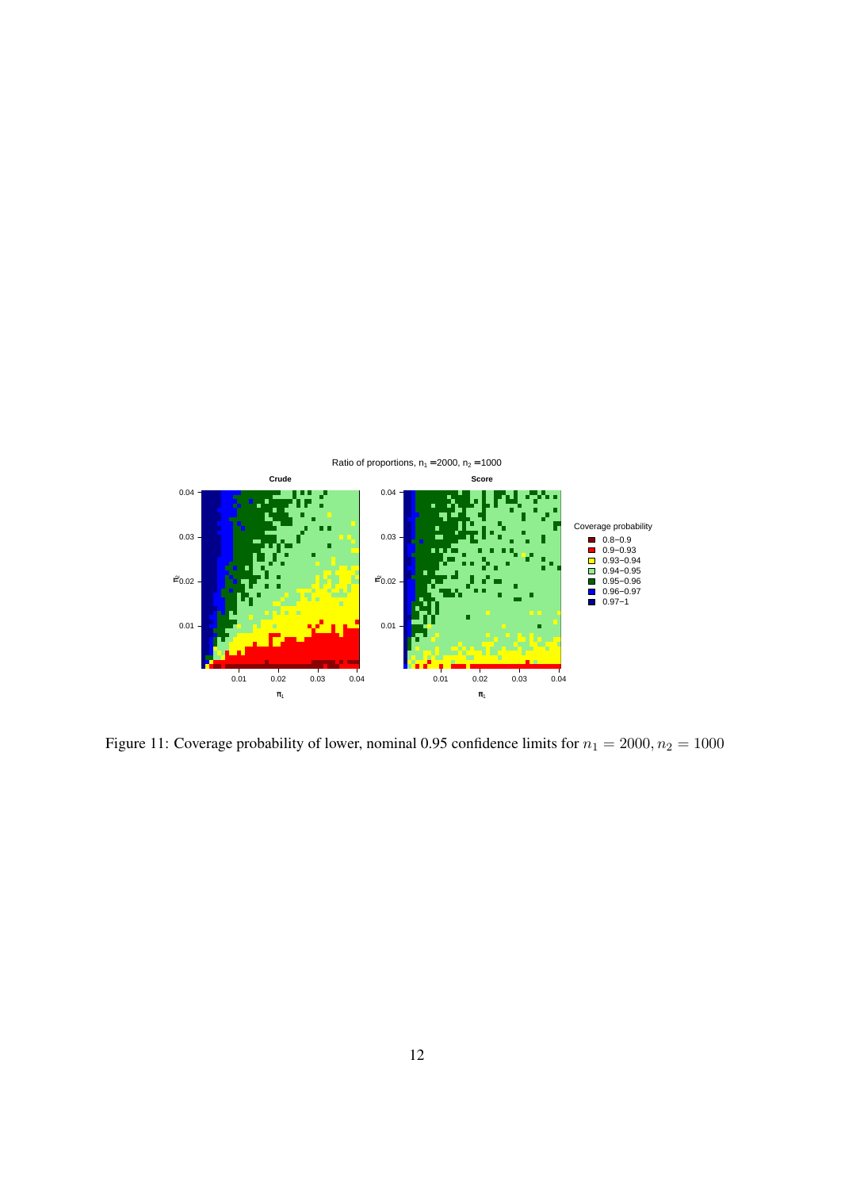Figure 11: Coverage probability of lower, nominal 0.95 confidence limits for $n_1 = 2000, n_2 = 1000$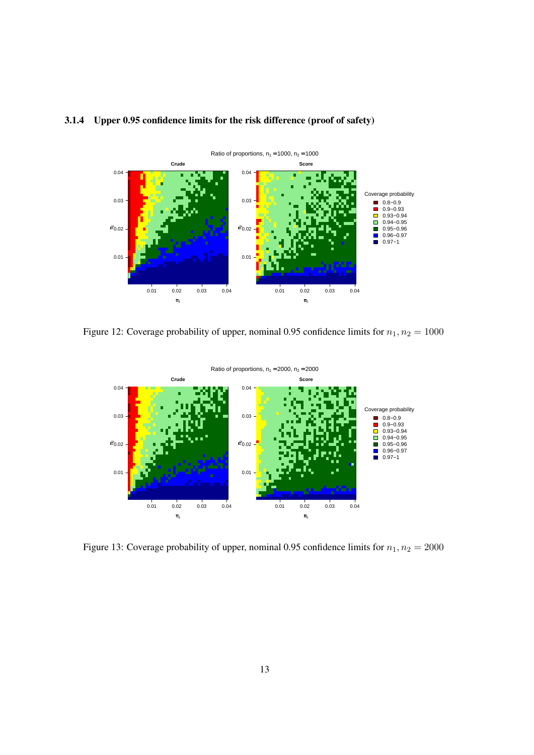### 3.1.4 Upper 0.95 confidence limits for the risk difference (proof of safety)

Figure 12: Coverage probability of upper, nominal 0.95 confidence limits for $n_1, n_2 = 1000$

Figure 13: Coverage probability of upper, nominal 0.95 confidence limits for $n_1, n_2 = 2000$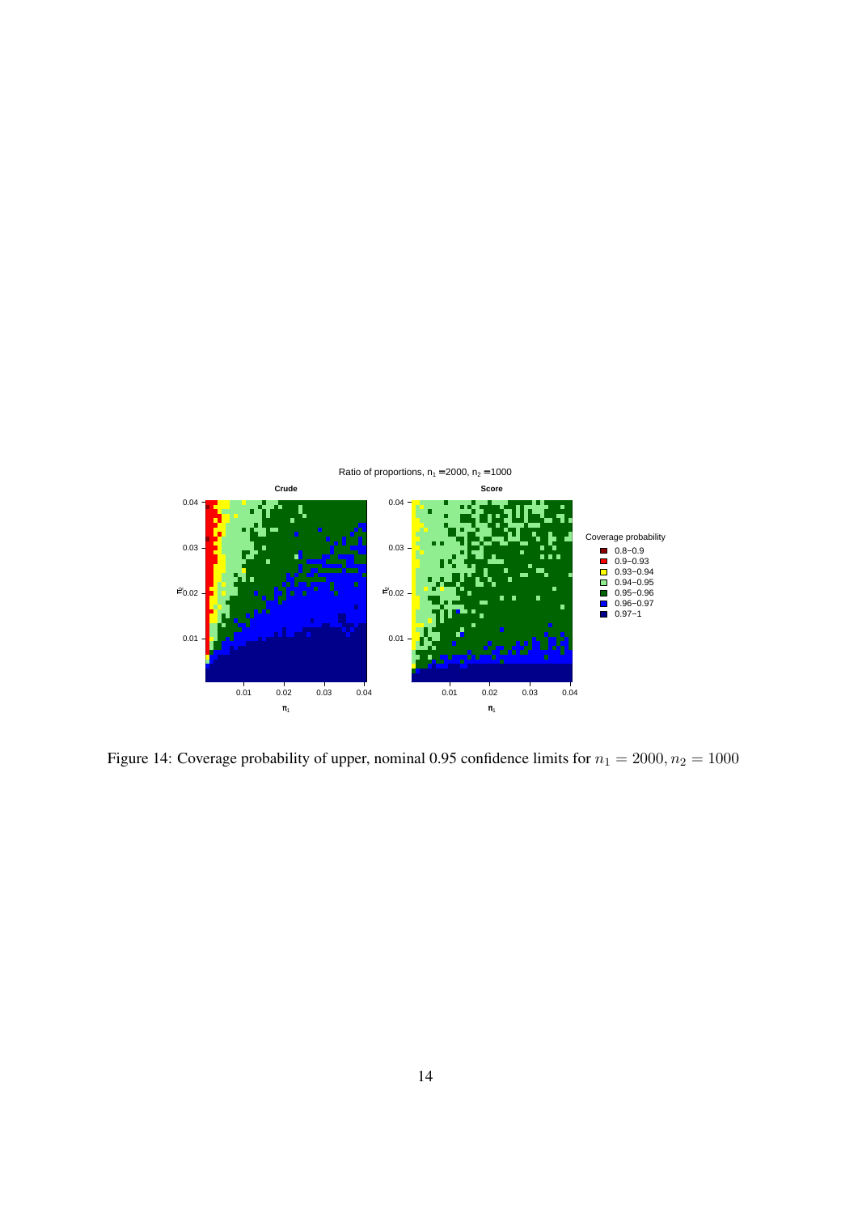Figure 14: Coverage probability of upper, nominal 0.95 confidence limits for $n_1 = 2000, n_2 = 1000$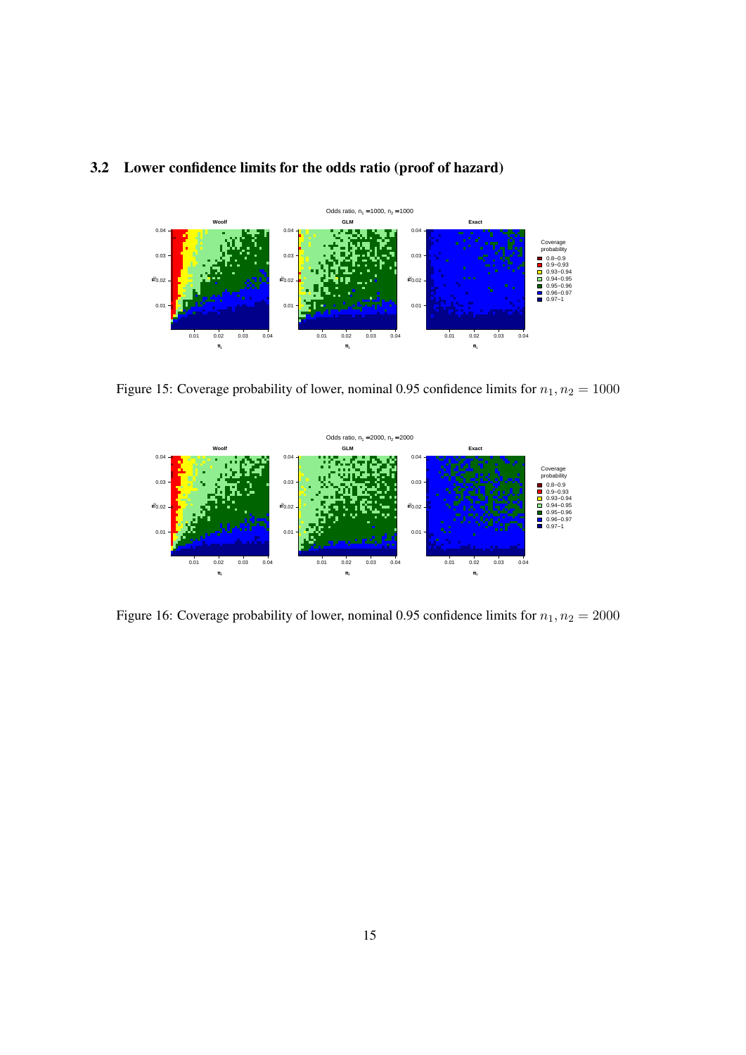### 3.2 Lower confidence limits for the odds ratio (proof of hazard)

Figure 15: Coverage probability of lower, nominal 0.95 confidence limits for $n_1, n_2 = 1000$

Figure 16: Coverage probability of lower, nominal 0.95 confidence limits for $n_1, n_2 = 2000$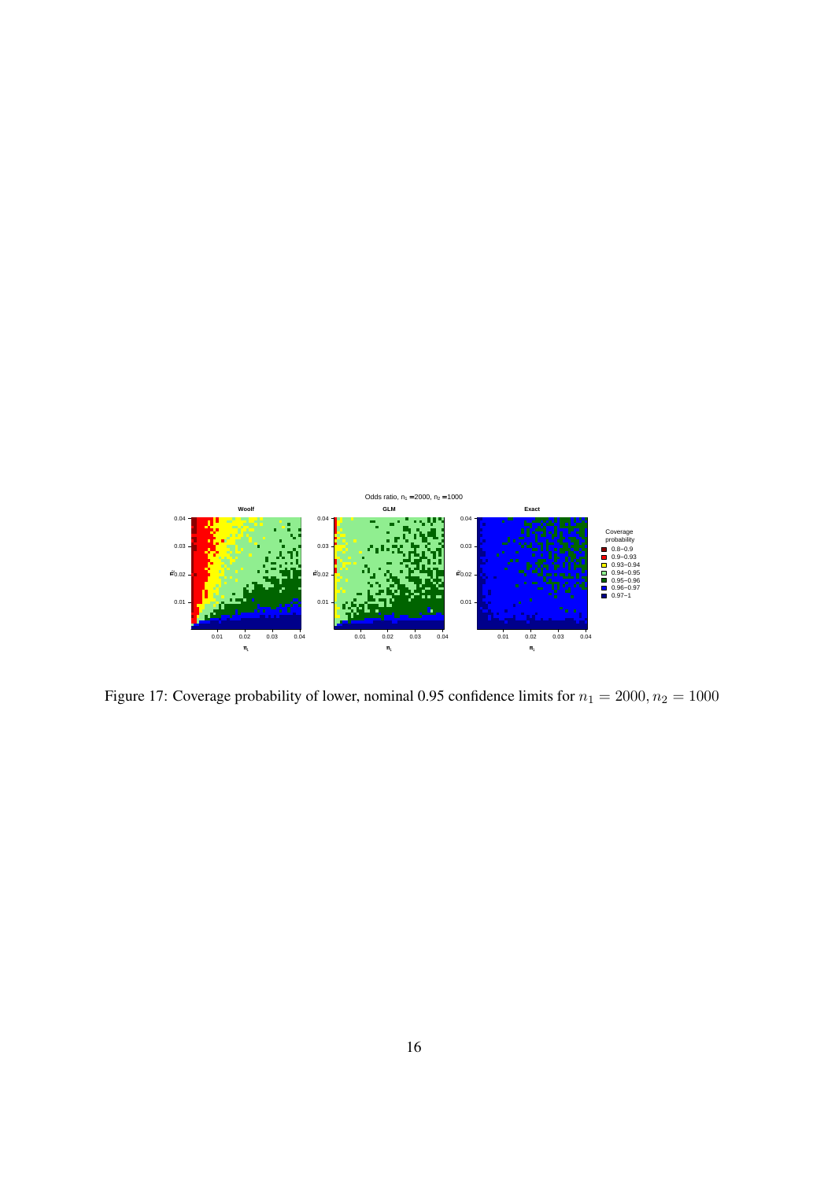Figure 17: Coverage probability of lower, nominal 0.95 confidence limits for $n_1 = 2000, n_2 = 1000$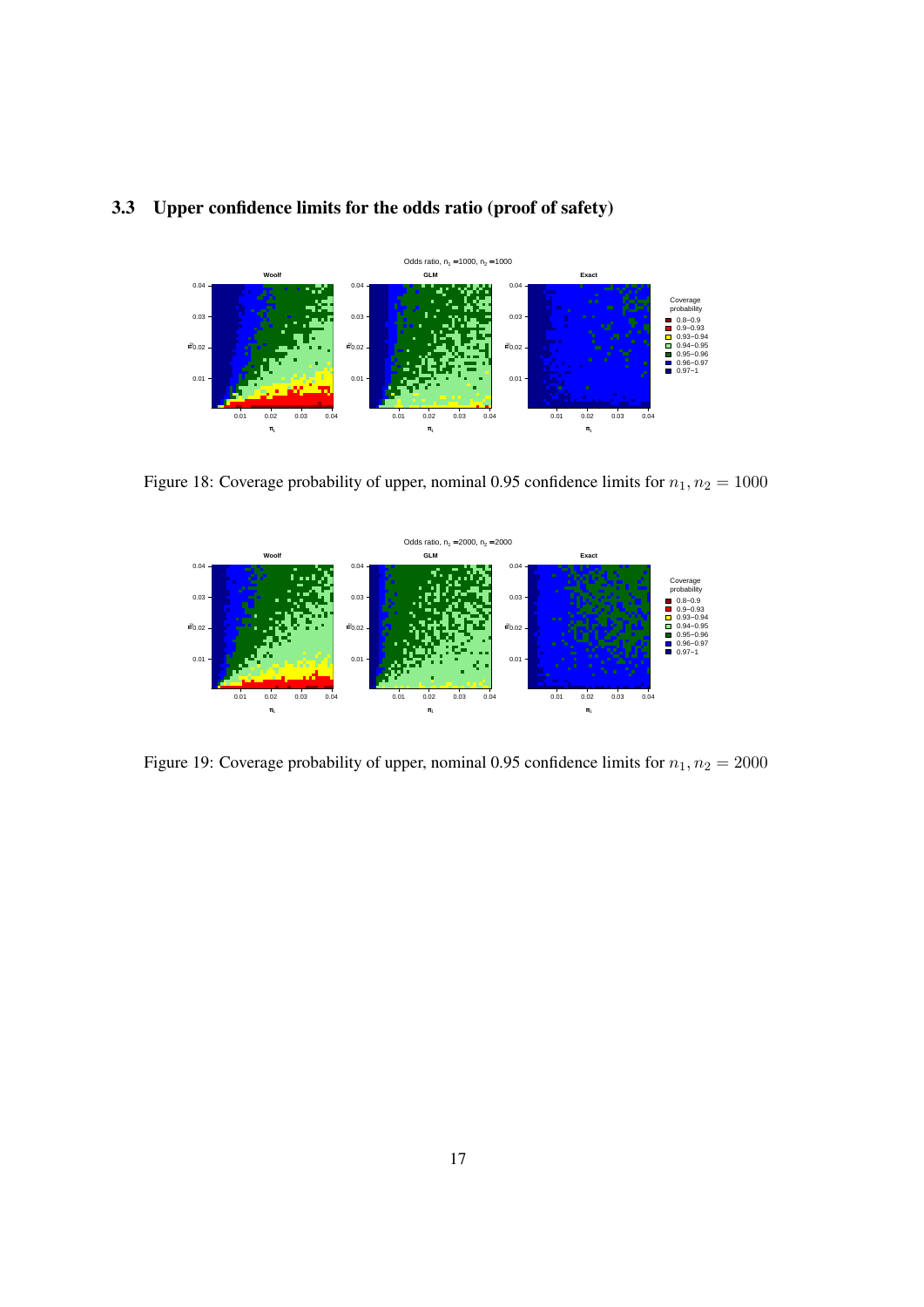## 3.3 Upper confidence limits for the odds ratio (proof of safety)

Figure 18: Coverage probability of upper, nominal 0.95 confidence limits for $n_1, n_2 = 1000$

Figure 19: Coverage probability of upper, nominal 0.95 confidence limits for $n_1, n_2 = 2000$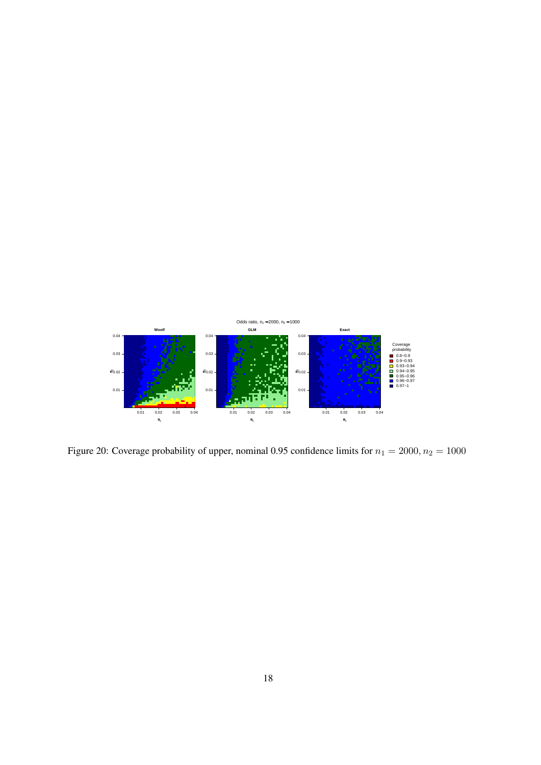Figure 20: Coverage probability of upper, nominal 0.95 confidence limits for $n_1 = 2000, n_2 = 1000$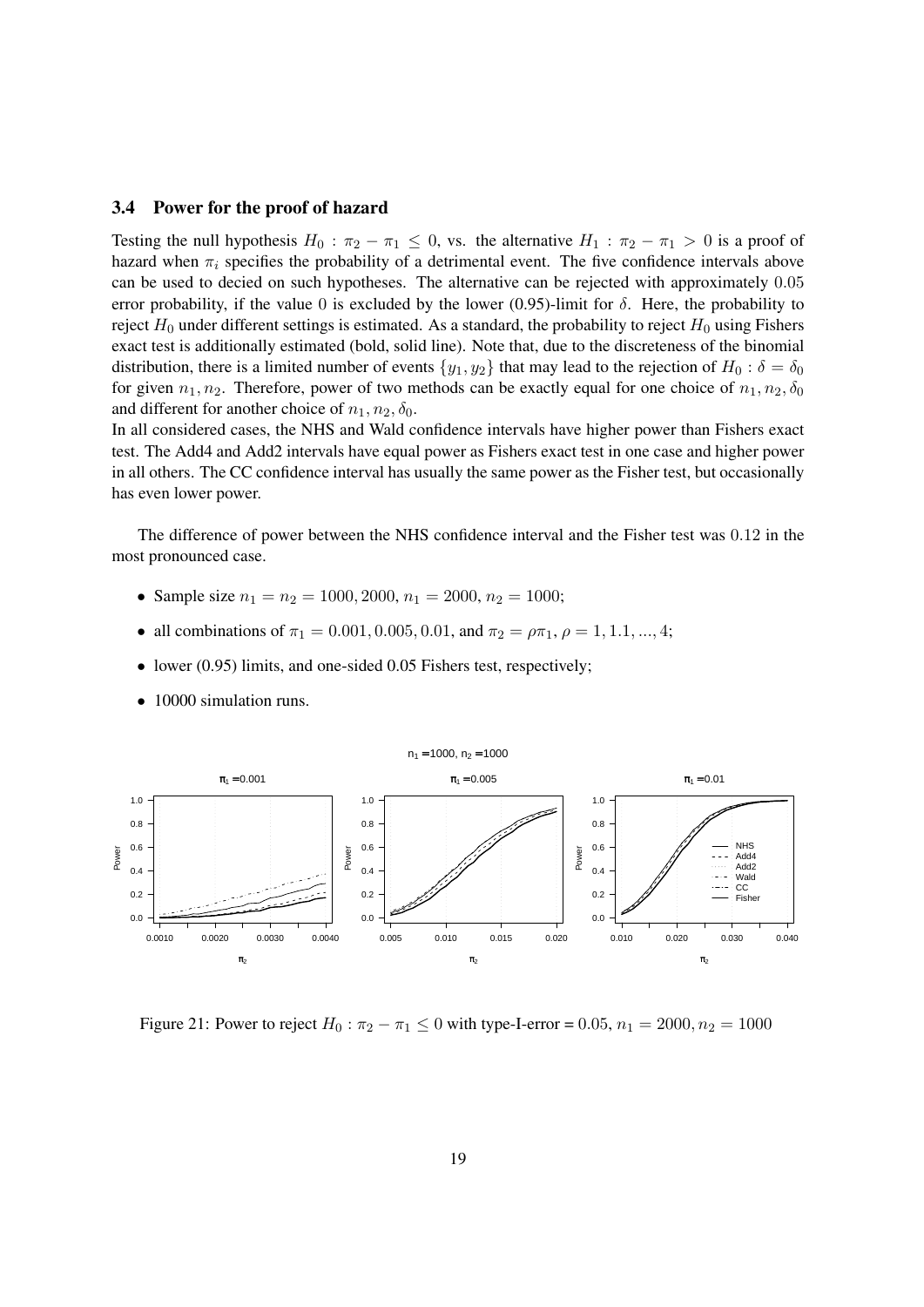### 3.4 Power for the proof of hazard

Testing the null hypothesis $H_0 : \pi_2 - \pi_1 \leq 0$, vs. the alternative $H_1 : \pi_2 - \pi_1 > 0$ is a proof of hazard when $\pi_i$ specifies the probability of a detrimental event. The five confidence intervals above can be used to decied on such hypotheses. The alternative can be rejected with approximately $0.05$ error probability, if the value $0$ is excluded by the lower (0.95)-limit for $\delta$. Here, the probability to reject $H_0$ under different settings is estimated. As a standard, the probability to reject $H_0$ using Fishers exact test is additionally estimated (bold, solid line). Note that, due to the discreteness of the binomial distribution, there is a limited number of events $\{y_1, y_2\}$ that may lead to the rejection of $H_0 : \delta = \delta_0$ for given $n_1, n_2$. Therefore, power of two methods can be exactly equal for one choice of $n_1, n_2, \delta_0$ and different for another choice of $n_1, n_2, \delta_0$.

In all considered cases, the NHS and Wald confidence intervals have higher power than Fishers exact test. The Add4 and Add2 intervals have equal power as Fishers exact test in one case and higher power in all others. The CC confidence interval has usually the same power as the Fisher test, but occasionally has even lower power.

The difference of power between the NHS confidence interval and the Fisher test was $0.12$ in the most pronounced case.

- Sample size $n_1 = n_2 = 1000, 2000$, $n_1 = 2000$, $n_2 = 1000$;
- all combinations of $\pi_1 = 0.001, 0.005, 0.01$, and $\pi_2 = \rho\pi_1$, $\rho = 1, 1.1, ..., 4$;
- lower (0.95) limits, and one-sided 0.05 Fishers test, respectively;
- 10000 simulation runs.

Figure 21: Power to reject $H_0 : \pi_2 - \pi_1 \leq 0$ with type-I-error = $0.05$, $n_1 = 2000, n_2 = 1000$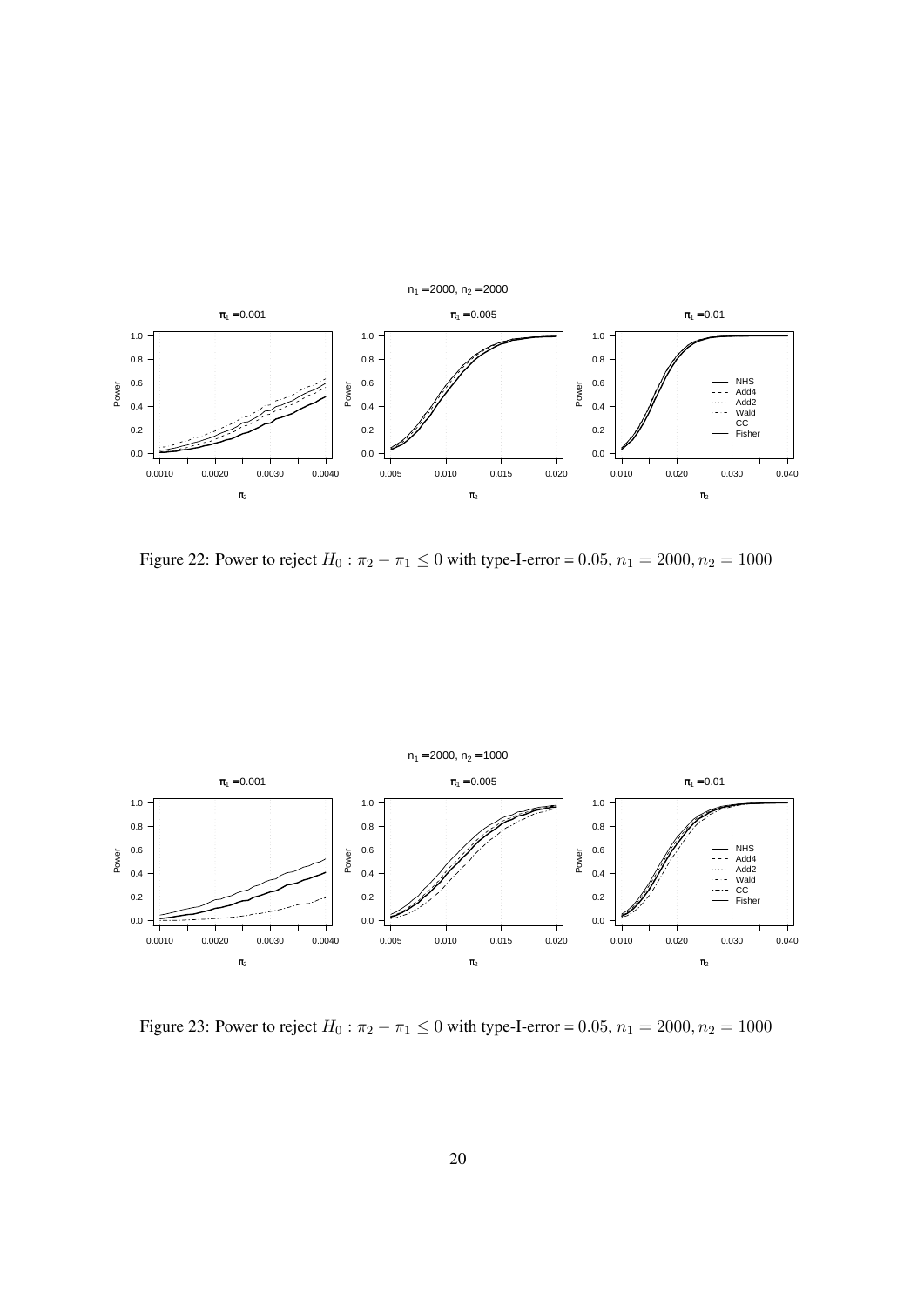Figure 22: Power to reject $H_0 : \pi_2 - \pi_1 \leq 0$ with type-I-error = $0.05$, $n_1 = 2000, n_2 = 1000$

Figure 23: Power to reject $H_0 : \pi_2 - \pi_1 \leq 0$ with type-I-error = $0.05$, $n_1 = 2000, n_2 = 1000$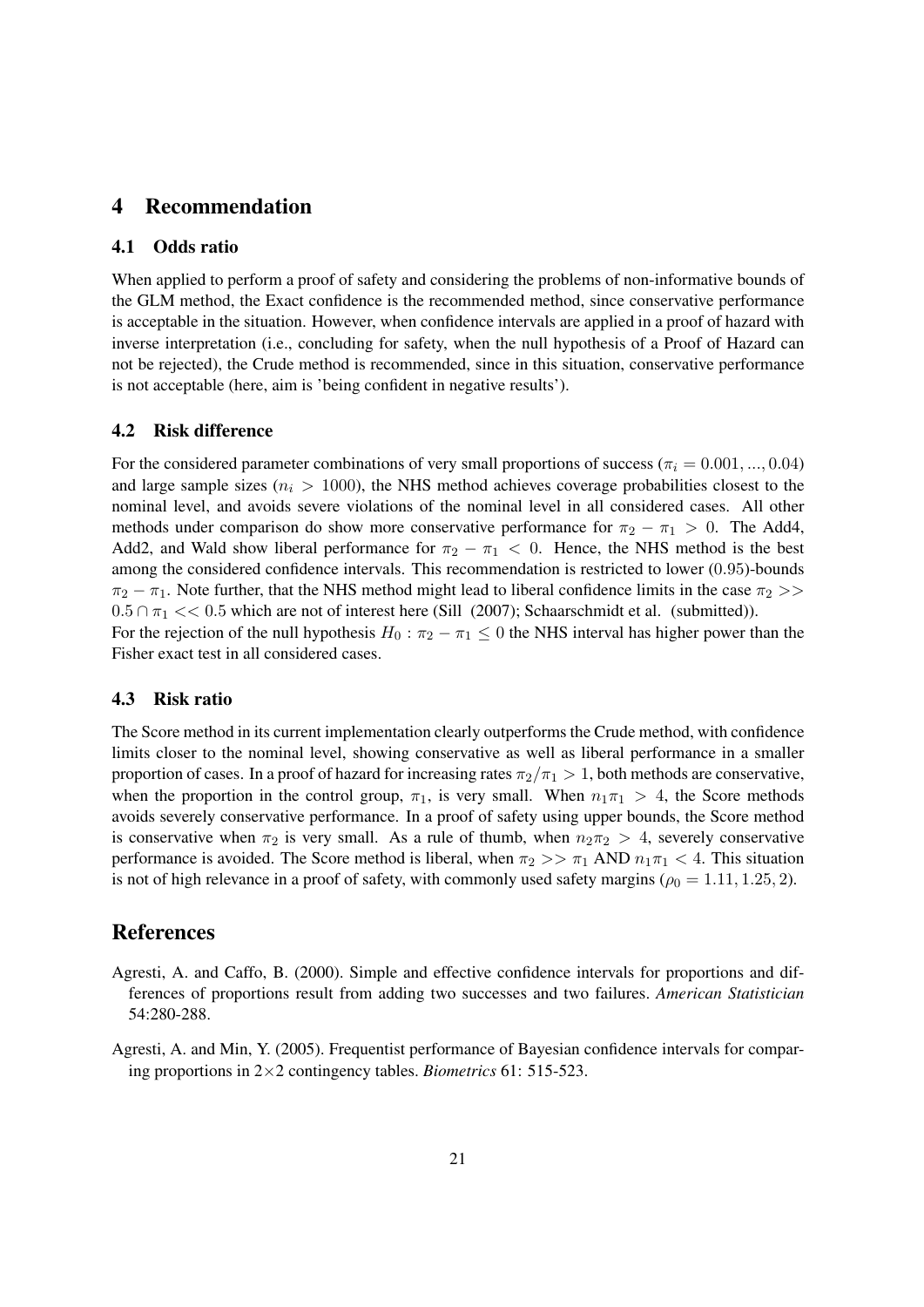# 4 Recommendation

## 4.1 Odds ratio

When applied to perform a proof of safety and considering the problems of non-informative bounds of the GLM method, the Exact confidence is the recommended method, since conservative performance is acceptable in the situation. However, when confidence intervals are applied in a proof of hazard with inverse interpretation (i.e., concluding for safety, when the null hypothesis of a Proof of Hazard can not be rejected), the Crude method is recommended, since in this situation, conservative performance is not acceptable (here, aim is 'being confident in negative results').

## 4.2 Risk difference

For the considered parameter combinations of very small proportions of success ($\pi_i = 0.001, ..., 0.04$) and large sample sizes ($n_i > 1000$), the NHS method achieves coverage probabilities closest to the nominal level, and avoids severe violations of the nominal level in all considered cases. All other methods under comparison do show more conservative performance for $\pi_2 - \pi_1 > 0$. The Add4, Add2, and Wald show liberal performance for $\pi_2 - \pi_1 < 0$. Hence, the NHS method is the best among the considered confidence intervals. This recommendation is restricted to lower $(0.95)$-bounds $\pi_2 - \pi_1$. Note further, that the NHS method might lead to liberal confidence limits in the case $\pi_2 >> 0.5 \cap \pi_1 << 0.5$ which are not of interest here (Sill (2007); Schaarschmidt et al. (submitted)).

For the rejection of the null hypothesis $H_0 : \pi_2 - \pi_1 \leq 0$ the NHS interval has higher power than the Fisher exact test in all considered cases.

## 4.3 Risk ratio

The Score method in its current implementation clearly outperforms the Crude method, with confidence limits closer to the nominal level, showing conservative as well as liberal performance in a smaller proportion of cases. In a proof of hazard for increasing rates $\pi_2/\pi_1 > 1$, both methods are conservative, when the proportion in the control group, $\pi_1$, is very small. When $n_1\pi_1 > 4$, the Score methods avoids severely conservative performance. In a proof of safety using upper bounds, the Score method is conservative when $\pi_2$ is very small. As a rule of thumb, when $n_2\pi_2 > 4$, severely conservative performance is avoided. The Score method is liberal, when $\pi_2 >> \pi_1$ AND $n_1\pi_1 < 4$. This situation is not of high relevance in a proof of safety, with commonly used safety margins ($\rho_0 = 1.11, 1.25, 2$).

# References

Agresti, A. and Caffo, B. (2000). Simple and effective confidence intervals for proportions and differences of proportions result from adding two successes and two failures. *American Statistician* 54:280-288.

Agresti, A. and Min, Y. (2005). Frequentist performance of Bayesian confidence intervals for comparing proportions in 2×2 contingency tables. *Biometrics* 61: 515-523.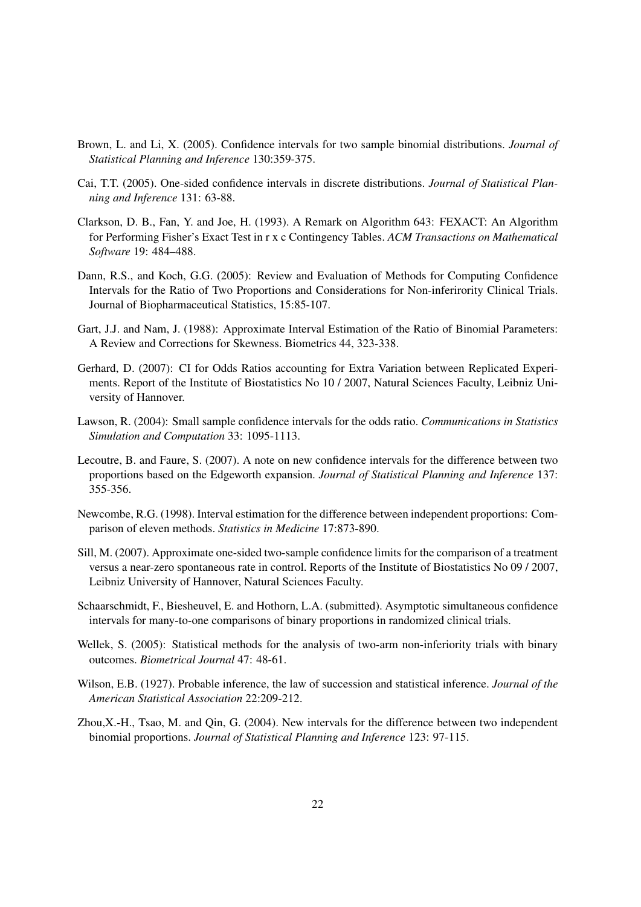Brown, L. and Li, X. (2005). Confidence intervals for two sample binomial distributions. *Journal of Statistical Planning and Inference* 130:359-375.

Cai, T.T. (2005). One-sided confidence intervals in discrete distributions. *Journal of Statistical Planning and Inference* 131: 63-88.

Clarkson, D. B., Fan, Y. and Joe, H. (1993). A Remark on Algorithm 643: FEXACT: An Algorithm for Performing Fisher's Exact Test in r x c Contingency Tables. *ACM Transactions on Mathematical Software* 19: 484–488.

Dann, R.S., and Koch, G.G. (2005): Review and Evaluation of Methods for Computing Confidence Intervals for the Ratio of Two Proportions and Considerations for Non-inferirority Clinical Trials. Journal of Biopharmaceutical Statistics, 15:85-107.

Gart, J.J. and Nam, J. (1988): Approximate Interval Estimation of the Ratio of Binomial Parameters: A Review and Corrections for Skewness. Biometrics 44, 323-338.

Gerhard, D. (2007): CI for Odds Ratios accounting for Extra Variation between Replicated Experiments. Report of the Institute of Biostatistics No 10 / 2007, Natural Sciences Faculty, Leibniz University of Hannover.

Lawson, R. (2004): Small sample confidence intervals for the odds ratio. *Communications in Statistics Simulation and Computation* 33: 1095-1113.

Lecoutre, B. and Faure, S. (2007). A note on new confidence intervals for the difference between two proportions based on the Edgeworth expansion. *Journal of Statistical Planning and Inference* 137: 355-356.

Newcombe, R.G. (1998). Interval estimation for the difference between independent proportions: Comparison of eleven methods. *Statistics in Medicine* 17:873-890.

Sill, M. (2007). Approximate one-sided two-sample confidence limits for the comparison of a treatment versus a near-zero spontaneous rate in control. Reports of the Institute of Biostatistics No 09 / 2007, Leibniz University of Hannover, Natural Sciences Faculty.

Schaarschmidt, F., Biesheuvel, E. and Hothorn, L.A. (submitted). Asymptotic simultaneous confidence intervals for many-to-one comparisons of binary proportions in randomized clinical trials.

Wellek, S. (2005): Statistical methods for the analysis of two-arm non-inferiority trials with binary outcomes. *Biometrical Journal* 47: 48-61.

Wilson, E.B. (1927). Probable inference, the law of succession and statistical inference. *Journal of the American Statistical Association* 22:209-212.

Zhou,X.-H., Tsao, M. and Qin, G. (2004). New intervals for the difference between two independent binomial proportions. *Journal of Statistical Planning and Inference* 123: 97-115.